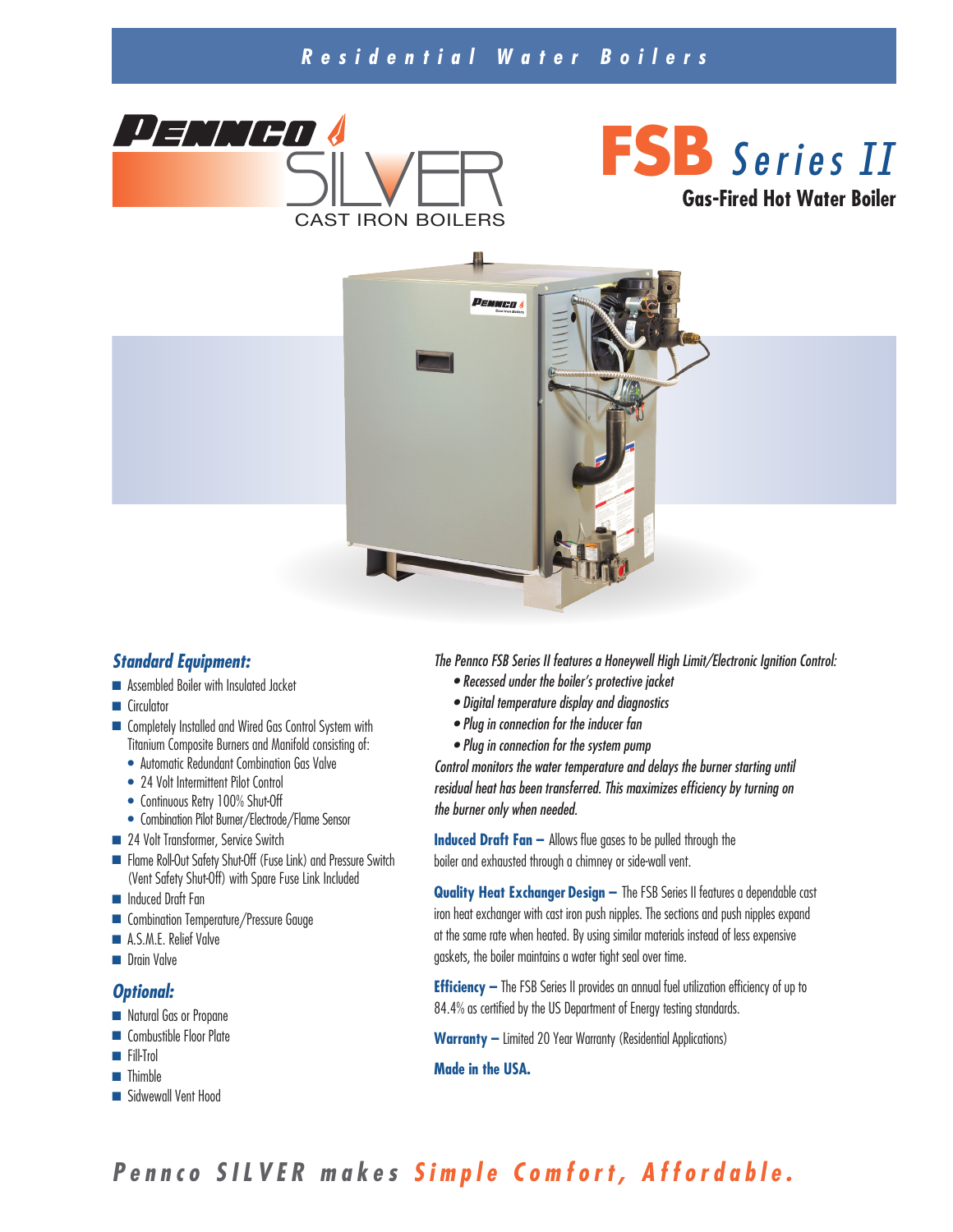Residential Water Boilers

# PENNCO SILVER CAST IRON BOILERS

# FSB Series II

## Gas-Fired Hot Water Boiler

### *Standard Equipment:*

- Assembled Boiler with Insulated Jacket
- Circulator
- Completely Installed and Wired Gas Control System with Titanium Composite Burners and Manifold consisting of:
  - Automatic Redundant Combination Gas Valve
  - 24 Volt Intermittent Pilot Control
  - Continuous Retry 100% Shut-Off
  - Combination Pilot Burner/Electrode/Flame Sensor
- 24 Volt Transformer, Service Switch
- Flame Roll-Out Safety Shut-Off (Fuse Link) and Pressure Switch (Vent Safety Shut-Off) with Spare Fuse Link Included
- Induced Draft Fan
- Combination Temperature/Pressure Gauge
- A.S.M.E. Relief Valve
- Drain Valve

### *Optional:*

- Natural Gas or Propane
- Combustible Floor Plate
- Fill-Trol
- Thimble
- Sidwewall Vent Hood

*The Pennco FSB Series II features a Honeywell High Limit/Electronic Ignition Control:*

- *Recessed under the boiler's protective jacket*
- *Digital temperature display and diagnostics*
- *Plug in connection for the inducer fan*
- *Plug in connection for the system pump*

*Control monitors the water temperature and delays the burner starting until residual heat has been transferred. This maximizes efficiency by turning on the burner only when needed.*

**Induced Draft Fan –** Allows flue gases to be pulled through the boiler and exhausted through a chimney or side-wall vent.

**Quality Heat Exchanger Design –** The FSB Series II features a dependable cast iron heat exchanger with cast iron push nipples. The sections and push nipples expand at the same rate when heated. By using similar materials instead of less expensive gaskets, the boiler maintains a water tight seal over time.

**Efficiency –** The FSB Series II provides an annual fuel utilization efficiency of up to 84.4% as certified by the US Department of Energy testing standards.

**Warranty –** Limited 20 Year Warranty (Residential Applications)

**Made in the USA.**

***Pennco SILVER makes Simple Comfort, Affordable.***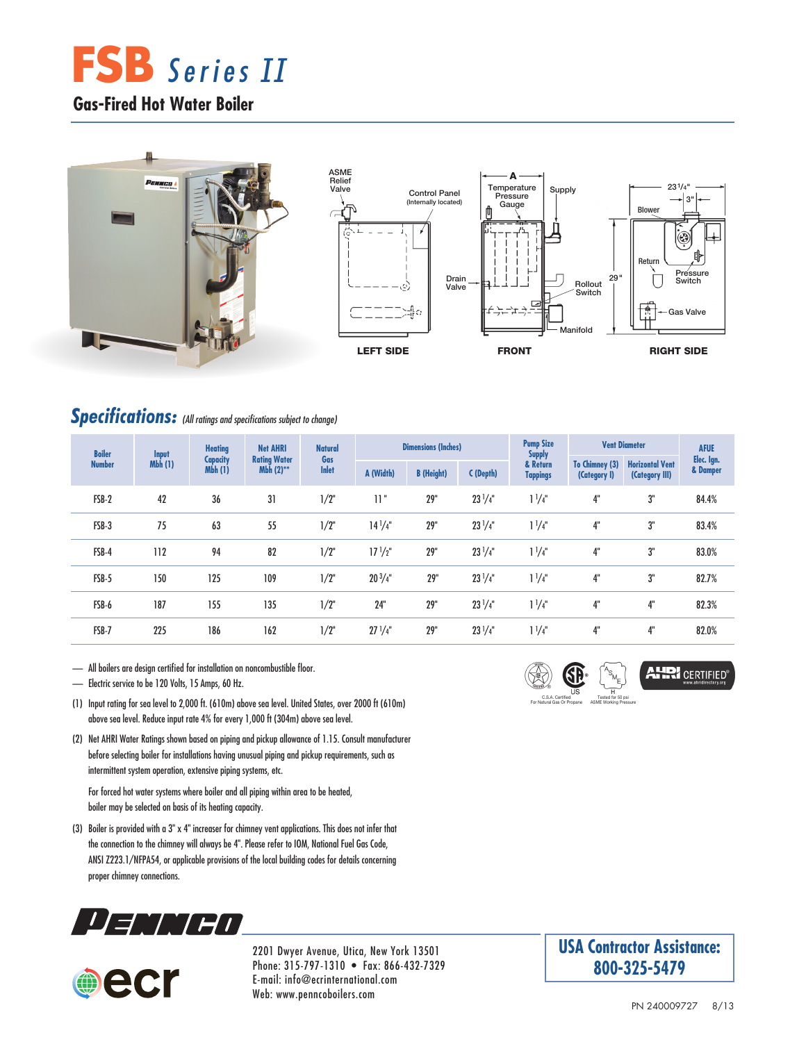# FSB *Series II*

## Gas-Fired Hot Water Boiler

ASME Relief Valve
Control Panel (Internally located)
Drain Valve
LEFT SIDE

A
Temperature Pressure Gauge
Supply
Rollout Switch
Manifold
29"
FRONT

23 1/4"
3"
Blower
Return
Pressure Switch
Gas Valve
RIGHT SIDE

## *Specifications:* *(All ratings and specifications subject to change)*

| Boiler Number | Input Mbh (1) | Heating Capacity Mbh (1) | Net AHRI Rating Water Mbh (2)** | Natural Gas Inlet | Dimensions (Inches) | | | Pump Size Supply & Return Tappings | Vent Diameter | | AFUE Elec. Ign. & Damper |
|---|---|---|---|---|---|---|---|---|---|---|---|
| | | | | | A (Width) | B (Height) | C (Depth) | | To Chimney (3) (Category I) | Horizontal Vent (Category III) | |
| FSB-2 | 42 | 36 | 31 | 1/2" | 11" | 29" | 23 1/4" | 1 1/4" | 4" | 3" | 84.4% |
| FSB-3 | 75 | 63 | 55 | 1/2" | 14 1/4" | 29" | 23 1/4" | 1 1/4" | 4" | 3" | 83.4% |
| FSB-4 | 112 | 94 | 82 | 1/2" | 17 1/2" | 29" | 23 1/4" | 1 1/4" | 4" | 3" | 83.0% |
| FSB-5 | 150 | 125 | 109 | 1/2" | 20 3/4" | 29" | 23 1/4" | 1 1/4" | 4" | 3" | 82.7% |
| FSB-6 | 187 | 155 | 135 | 1/2" | 24" | 29" | 23 1/4" | 1 1/4" | 4" | 4" | 82.3% |
| FSB-7 | 225 | 186 | 162 | 1/2" | 27 1/4" | 29" | 23 1/4" | 1 1/4" | 4" | 4" | 82.0% |

— All boilers are design certified for installation on noncombustible floor.

— Electric service to be 120 Volts, 15 Amps, 60 Hz.

(1) Input rating for sea level to 2,000 ft. (610m) above sea level. United States, over 2000 ft (610m) above sea level. Reduce input rate 4% for every 1,000 ft (304m) above sea level.

(2) Net AHRI Water Ratings shown based on piping and pickup allowance of 1.15. Consult manufacturer before selecting boiler for installations having unusual piping and pickup requirements, such as intermittent system operation, extensive piping systems, etc.

For forced hot water systems where boiler and all piping within area to be heated, boiler may be selected on basis of its heating capacity.

(3) Boiler is provided with a 3" x 4" increaser for chimney vent applications. This does not infer that the connection to the chimney will always be 4". Please refer to IOM, National Fuel Gas Code, ANSI Z223.1/NFPA54, or applicable provisions of the local building codes for details concerning proper chimney connections.

C.S.A. Certified For Natural Gas Or Propane
Tested for 50 psi ASME Working Pressure
AHRI CERTIFIED® www.ahridirectory.org

PENNCO

ecr

2201 Dwyer Avenue, Utica, New York 13501
Phone: 315-797-1310 • Fax: 866-432-7329
E-mail: info@ecrinternational.com
Web: www.penncoboilers.com

**USA Contractor Assistance: 800-325-5479**

PN 240009727 8/13